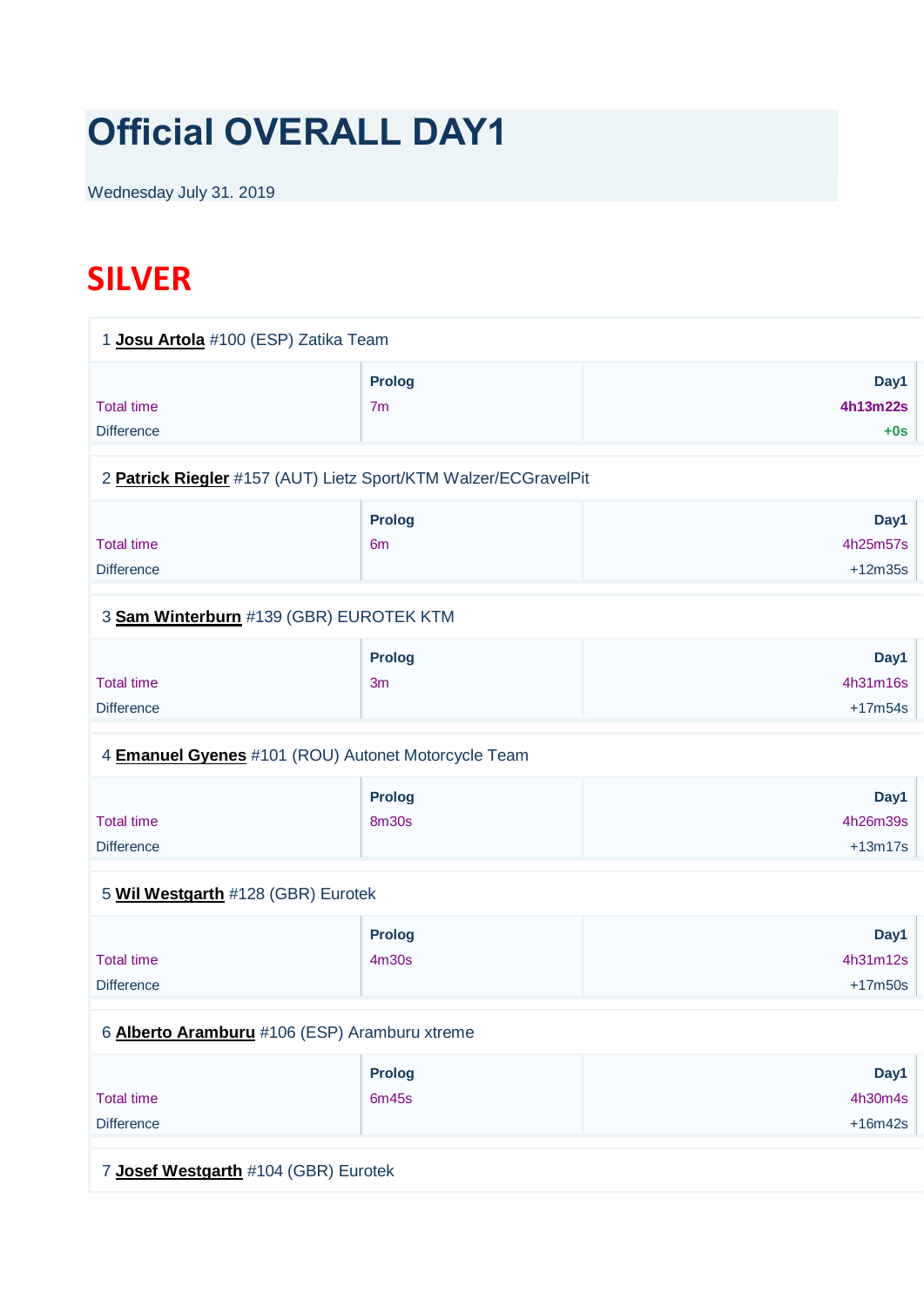# Official OVERALL DAY1

Wednesday July 31. 2019

## SILVER

1 **Josu Artola** #100 (ESP) Zatika Team

| | Prolog | Day1 |
|---|---|---|
| Total time | 7m | **4h13m22s** |
| Difference | | **+0s** |

2 **Patrick Riegler** #157 (AUT) Lietz Sport/KTM Walzer/ECGravelPit

| | Prolog | Day1 |
|---|---|---|
| Total time | 6m | 4h25m57s |
| Difference | | +12m35s |

3 **Sam Winterburn** #139 (GBR) EUROTEK KTM

| | Prolog | Day1 |
|---|---|---|
| Total time | 3m | 4h31m16s |
| Difference | | +17m54s |

4 **Emanuel Gyenes** #101 (ROU) Autonet Motorcycle Team

| | Prolog | Day1 |
|---|---|---|
| Total time | 8m30s | 4h26m39s |
| Difference | | +13m17s |

5 **Wil Westgarth** #128 (GBR) Eurotek

| | Prolog | Day1 |
|---|---|---|
| Total time | 4m30s | 4h31m12s |
| Difference | | +17m50s |

6 **Alberto Aramburu** #106 (ESP) Aramburu xtreme

| | Prolog | Day1 |
|---|---|---|
| Total time | 6m45s | 4h30m4s |
| Difference | | +16m42s |

7 **Josef Westgarth** #104 (GBR) Eurotek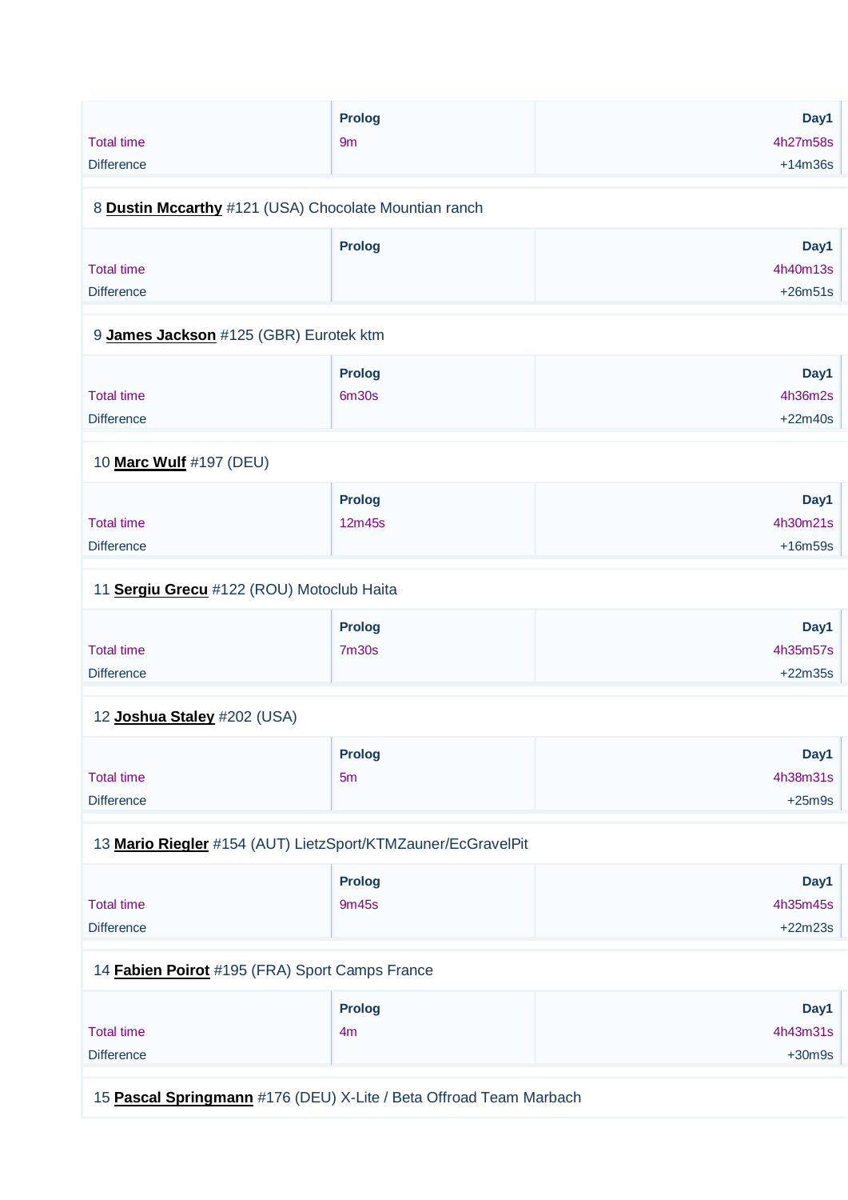| | Prolog | Day1 |
|---|---|---|
| Total time | 9m | 4h27m58s |
| Difference | | +14m36s |

8 **Dustin Mccarthy** #121 (USA) Chocolate Mountian ranch

| | Prolog | Day1 |
|---|---|---|
| Total time | | 4h40m13s |
| Difference | | +26m51s |

9 **James Jackson** #125 (GBR) Eurotek ktm

| | Prolog | Day1 |
|---|---|---|
| Total time | 6m30s | 4h36m2s |
| Difference | | +22m40s |

10 **Marc Wulf** #197 (DEU)

| | Prolog | Day1 |
|---|---|---|
| Total time | 12m45s | 4h30m21s |
| Difference | | +16m59s |

11 **Sergiu Grecu** #122 (ROU) Motoclub Haita

| | Prolog | Day1 |
|---|---|---|
| Total time | 7m30s | 4h35m57s |
| Difference | | +22m35s |

12 **Joshua Staley** #202 (USA)

| | Prolog | Day1 |
|---|---|---|
| Total time | 5m | 4h38m31s |
| Difference | | +25m9s |

13 **Mario Riegler** #154 (AUT) LietzSport/KTMZauner/EcGravelPit

| | Prolog | Day1 |
|---|---|---|
| Total time | 9m45s | 4h35m45s |
| Difference | | +22m23s |

14 **Fabien Poirot** #195 (FRA) Sport Camps France

| | Prolog | Day1 |
|---|---|---|
| Total time | 4m | 4h43m31s |
| Difference | | +30m9s |

15 **Pascal Springmann** #176 (DEU) X-Lite / Beta Offroad Team Marbach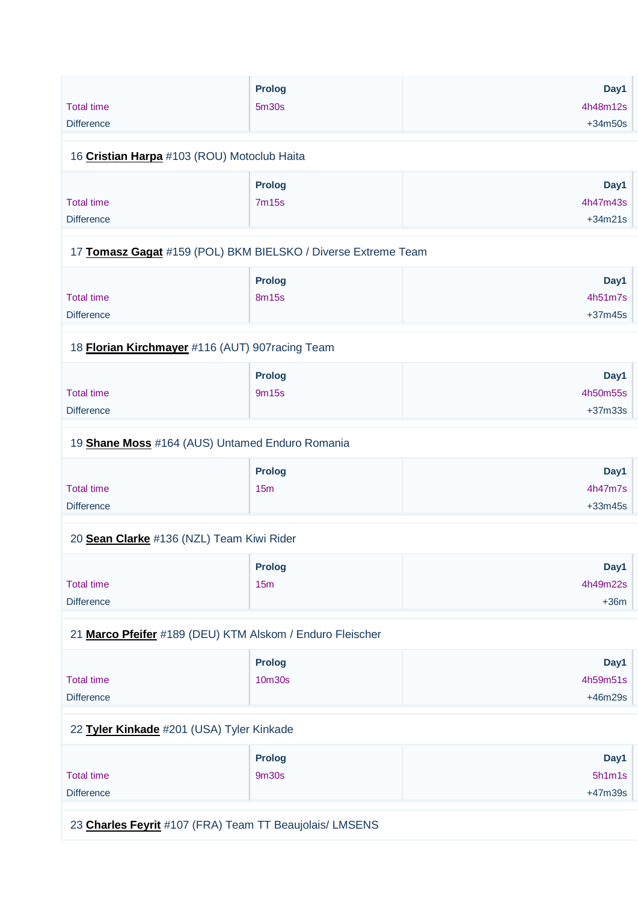| | Prolog | Day1 |
|---|---|---|
| Total time | 5m30s | 4h48m12s |
| Difference | | +34m50s |

16 **Cristian Harpa** #103 (ROU) Motoclub Haita

| | Prolog | Day1 |
|---|---|---|
| Total time | 7m15s | 4h47m43s |
| Difference | | +34m21s |

17 **Tomasz Gagat** #159 (POL) BKM BIELSKO / Diverse Extreme Team

| | Prolog | Day1 |
|---|---|---|
| Total time | 8m15s | 4h51m7s |
| Difference | | +37m45s |

18 **Florian Kirchmayer** #116 (AUT) 907racing Team

| | Prolog | Day1 |
|---|---|---|
| Total time | 9m15s | 4h50m55s |
| Difference | | +37m33s |

19 **Shane Moss** #164 (AUS) Untamed Enduro Romania

| | Prolog | Day1 |
|---|---|---|
| Total time | 15m | 4h47m7s |
| Difference | | +33m45s |

20 **Sean Clarke** #136 (NZL) Team Kiwi Rider

| | Prolog | Day1 |
|---|---|---|
| Total time | 15m | 4h49m22s |
| Difference | | +36m |

21 **Marco Pfeifer** #189 (DEU) KTM Alskom / Enduro Fleischer

| | Prolog | Day1 |
|---|---|---|
| Total time | 10m30s | 4h59m51s |
| Difference | | +46m29s |

22 **Tyler Kinkade** #201 (USA) Tyler Kinkade

| | Prolog | Day1 |
|---|---|---|
| Total time | 9m30s | 5h1m1s |
| Difference | | +47m39s |

23 **Charles Feyrit** #107 (FRA) Team TT Beaujolais/ LMSENS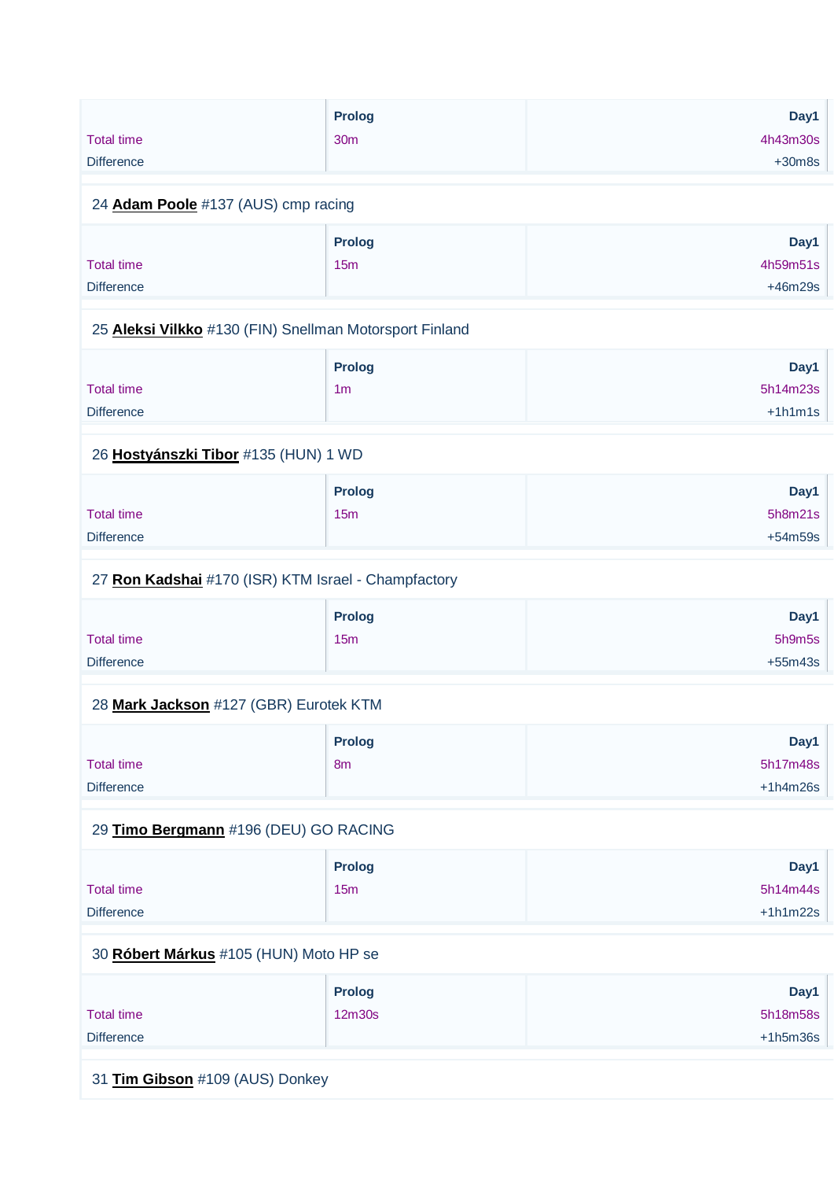| | Prolog | Day1 |
|---|---|---|
| Total time | 30m | 4h43m30s |
| Difference | | +30m8s |

24 **Adam Poole** #137 (AUS) cmp racing

| | Prolog | Day1 |
|---|---|---|
| Total time | 15m | 4h59m51s |
| Difference | | +46m29s |

25 **Aleksi Vilkko** #130 (FIN) Snellman Motorsport Finland

| | Prolog | Day1 |
|---|---|---|
| Total time | 1m | 5h14m23s |
| Difference | | +1h1m1s |

26 **Hostyánszki Tibor** #135 (HUN) 1 WD

| | Prolog | Day1 |
|---|---|---|
| Total time | 15m | 5h8m21s |
| Difference | | +54m59s |

27 **Ron Kadshai** #170 (ISR) KTM Israel - Champfactory

| | Prolog | Day1 |
|---|---|---|
| Total time | 15m | 5h9m5s |
| Difference | | +55m43s |

28 **Mark Jackson** #127 (GBR) Eurotek KTM

| | Prolog | Day1 |
|---|---|---|
| Total time | 8m | 5h17m48s |
| Difference | | +1h4m26s |

29 **Timo Bergmann** #196 (DEU) GO RACING

| | Prolog | Day1 |
|---|---|---|
| Total time | 15m | 5h14m44s |
| Difference | | +1h1m22s |

30 **Róbert Márkus** #105 (HUN) Moto HP se

| | Prolog | Day1 |
|---|---|---|
| Total time | 12m30s | 5h18m58s |
| Difference | | +1h5m36s |

31 **Tim Gibson** #109 (AUS) Donkey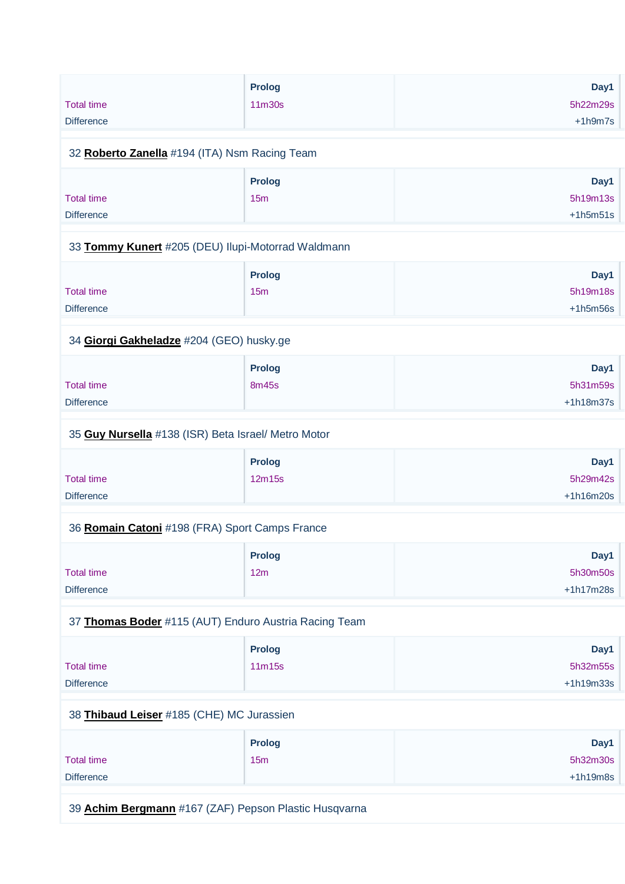| | Prolog | Day1 |
|---|---|---|
| Total time | 11m30s | 5h22m29s |
| Difference | | +1h9m7s |

32 **Roberto Zanella** #194 (ITA) Nsm Racing Team

| | Prolog | Day1 |
|---|---|---|
| Total time | 15m | 5h19m13s |
| Difference | | +1h5m51s |

33 **Tommy Kunert** #205 (DEU) Ilupi-Motorrad Waldmann

| | Prolog | Day1 |
|---|---|---|
| Total time | 15m | 5h19m18s |
| Difference | | +1h5m56s |

34 **Giorgi Gakheladze** #204 (GEO) husky.ge

| | Prolog | Day1 |
|---|---|---|
| Total time | 8m45s | 5h31m59s |
| Difference | | +1h18m37s |

35 **Guy Nursella** #138 (ISR) Beta Israel/ Metro Motor

| | Prolog | Day1 |
|---|---|---|
| Total time | 12m15s | 5h29m42s |
| Difference | | +1h16m20s |

36 **Romain Catoni** #198 (FRA) Sport Camps France

| | Prolog | Day1 |
|---|---|---|
| Total time | 12m | 5h30m50s |
| Difference | | +1h17m28s |

37 **Thomas Boder** #115 (AUT) Enduro Austria Racing Team

| | Prolog | Day1 |
|---|---|---|
| Total time | 11m15s | 5h32m55s |
| Difference | | +1h19m33s |

38 **Thibaud Leiser** #185 (CHE) MC Jurassien

| | Prolog | Day1 |
|---|---|---|
| Total time | 15m | 5h32m30s |
| Difference | | +1h19m8s |

39 **Achim Bergmann** #167 (ZAF) Pepson Plastic Husqvarna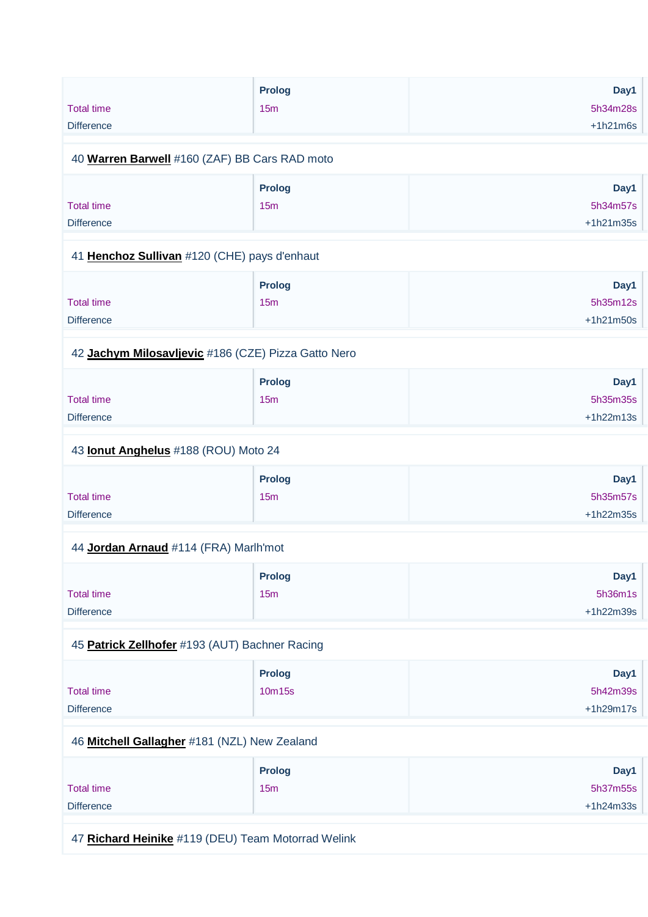| | Prolog | Day1 |
|---|---|---|
| Total time | 15m | 5h34m28s |
| Difference | | +1h21m6s |

40 **Warren Barwell** #160 (ZAF) BB Cars RAD moto

| | Prolog | Day1 |
|---|---|---|
| Total time | 15m | 5h34m57s |
| Difference | | +1h21m35s |

41 **Henchoz Sullivan** #120 (CHE) pays d'enhaut

| | Prolog | Day1 |
|---|---|---|
| Total time | 15m | 5h35m12s |
| Difference | | +1h21m50s |

42 **Jachym Milosavljevic** #186 (CZE) Pizza Gatto Nero

| | Prolog | Day1 |
|---|---|---|
| Total time | 15m | 5h35m35s |
| Difference | | +1h22m13s |

43 **Ionut Anghelus** #188 (ROU) Moto 24

| | Prolog | Day1 |
|---|---|---|
| Total time | 15m | 5h35m57s |
| Difference | | +1h22m35s |

44 **Jordan Arnaud** #114 (FRA) Marlh'mot

| | Prolog | Day1 |
|---|---|---|
| Total time | 15m | 5h36m1s |
| Difference | | +1h22m39s |

45 **Patrick Zellhofer** #193 (AUT) Bachner Racing

| | Prolog | Day1 |
|---|---|---|
| Total time | 10m15s | 5h42m39s |
| Difference | | +1h29m17s |

46 **Mitchell Gallagher** #181 (NZL) New Zealand

| | Prolog | Day1 |
|---|---|---|
| Total time | 15m | 5h37m55s |
| Difference | | +1h24m33s |

47 **Richard Heinike** #119 (DEU) Team Motorrad Welink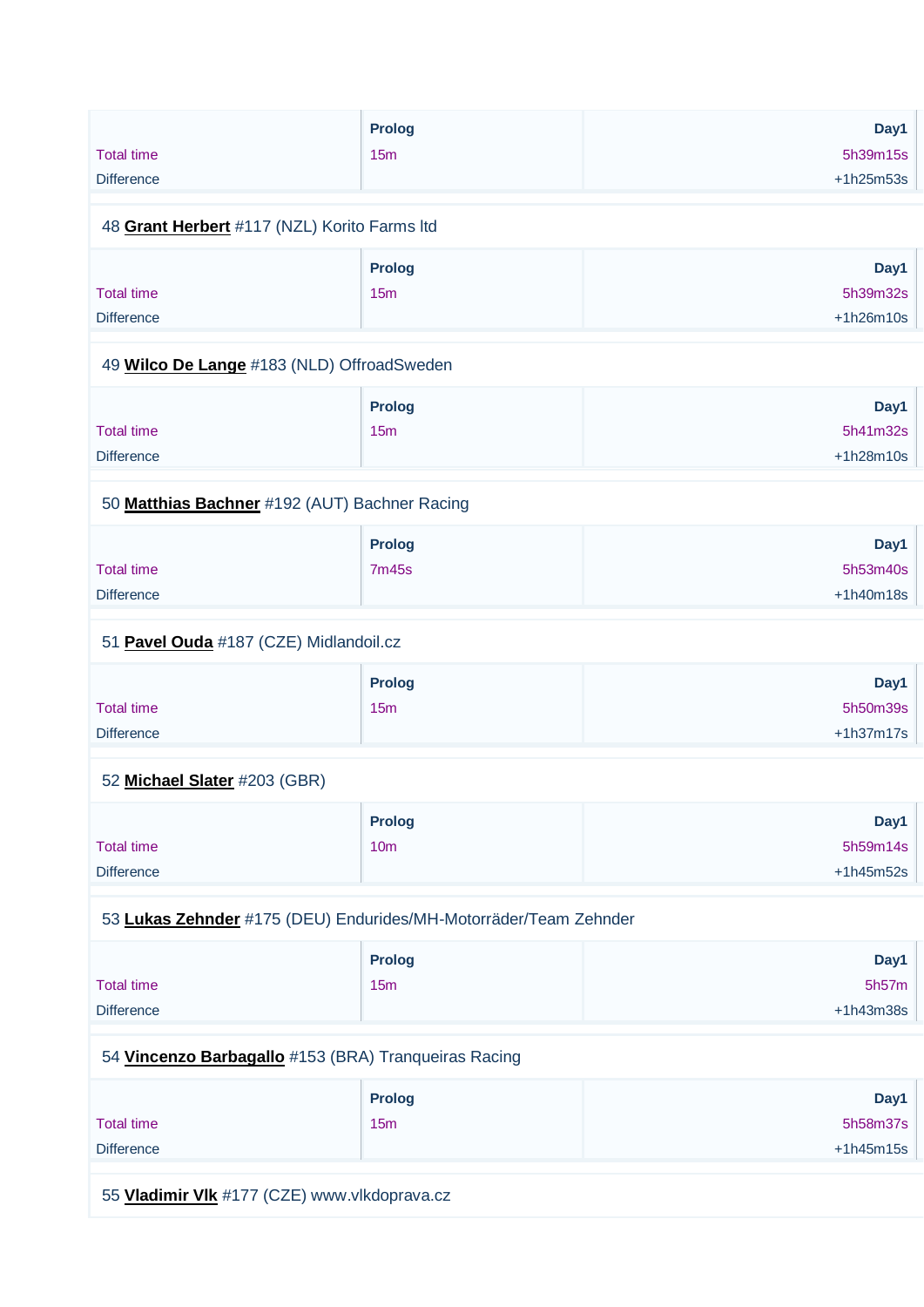| | Prolog | Day1 |
|---|---|---|
| Total time | 15m | 5h39m15s |
| Difference | | +1h25m53s |

48 **Grant Herbert** #117 (NZL) Korito Farms ltd

| | Prolog | Day1 |
|---|---|---|
| Total time | 15m | 5h39m32s |
| Difference | | +1h26m10s |

49 **Wilco De Lange** #183 (NLD) OffroadSweden

| | Prolog | Day1 |
|---|---|---|
| Total time | 15m | 5h41m32s |
| Difference | | +1h28m10s |

50 **Matthias Bachner** #192 (AUT) Bachner Racing

| | Prolog | Day1 |
|---|---|---|
| Total time | 7m45s | 5h53m40s |
| Difference | | +1h40m18s |

51 **Pavel Ouda** #187 (CZE) Midlandoil.cz

| | Prolog | Day1 |
|---|---|---|
| Total time | 15m | 5h50m39s |
| Difference | | +1h37m17s |

52 **Michael Slater** #203 (GBR)

| | Prolog | Day1 |
|---|---|---|
| Total time | 10m | 5h59m14s |
| Difference | | +1h45m52s |

53 **Lukas Zehnder** #175 (DEU) Endurides/MH-Motorräder/Team Zehnder

| | Prolog | Day1 |
|---|---|---|
| Total time | 15m | 5h57m |
| Difference | | +1h43m38s |

54 **Vincenzo Barbagallo** #153 (BRA) Tranqueiras Racing

| | Prolog | Day1 |
|---|---|---|
| Total time | 15m | 5h58m37s |
| Difference | | +1h45m15s |

55 **Vladimir Vlk** #177 (CZE) www.vlkdoprava.cz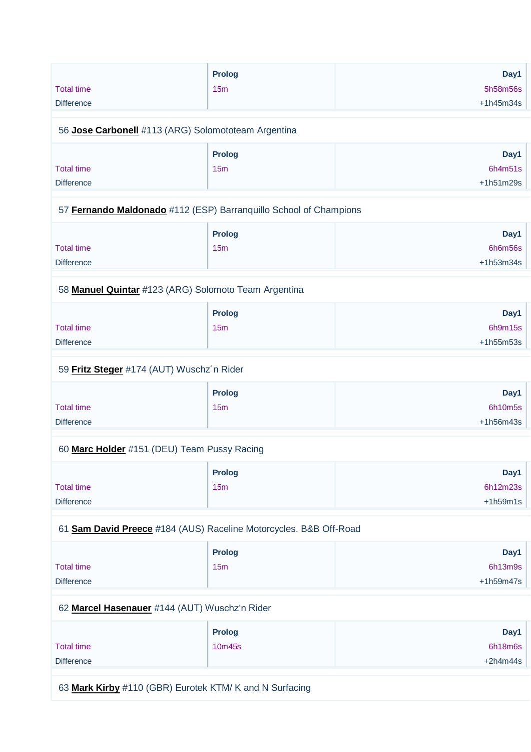| | Prolog | Day1 |
|---|---|---|
| Total time | 15m | 5h58m56s |
| Difference | | +1h45m34s |

56 **Jose Carbonell** #113 (ARG) Solomototeam Argentina

| | Prolog | Day1 |
|---|---|---|
| Total time | 15m | 6h4m51s |
| Difference | | +1h51m29s |

57 **Fernando Maldonado** #112 (ESP) Barranquillo School of Champions

| | Prolog | Day1 |
|---|---|---|
| Total time | 15m | 6h6m56s |
| Difference | | +1h53m34s |

58 **Manuel Quintar** #123 (ARG) Solomoto Team Argentina

| | Prolog | Day1 |
|---|---|---|
| Total time | 15m | 6h9m15s |
| Difference | | +1h55m53s |

59 **Fritz Steger** #174 (AUT) Wuschz´n Rider

| | Prolog | Day1 |
|---|---|---|
| Total time | 15m | 6h10m5s |
| Difference | | +1h56m43s |

60 **Marc Holder** #151 (DEU) Team Pussy Racing

| | Prolog | Day1 |
|---|---|---|
| Total time | 15m | 6h12m23s |
| Difference | | +1h59m1s |

61 **Sam David Preece** #184 (AUS) Raceline Motorcycles. B&B Off-Road

| | Prolog | Day1 |
|---|---|---|
| Total time | 15m | 6h13m9s |
| Difference | | +1h59m47s |

62 **Marcel Hasenauer** #144 (AUT) Wuschz‘n Rider

| | Prolog | Day1 |
|---|---|---|
| Total time | 10m45s | 6h18m6s |
| Difference | | +2h4m44s |

63 **Mark Kirby** #110 (GBR) Eurotek KTM/ K and N Surfacing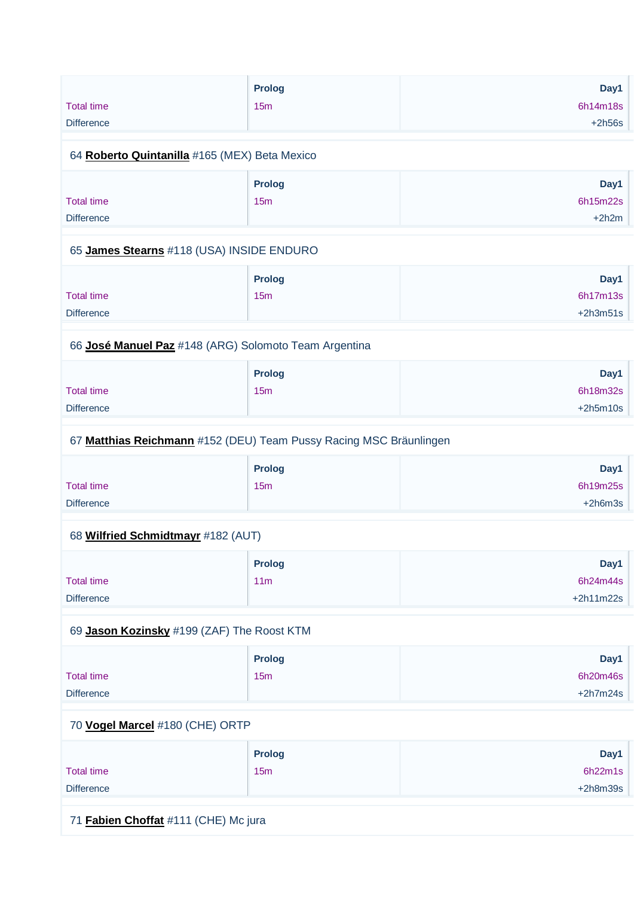| | Prolog | Day1 |
|---|---|---|
| Total time | 15m | 6h14m18s |
| Difference | | +2h56s |

64 **Roberto Quintanilla** #165 (MEX) Beta Mexico

| | Prolog | Day1 |
|---|---|---|
| Total time | 15m | 6h15m22s |
| Difference | | +2h2m |

65 **James Stearns** #118 (USA) INSIDE ENDURO

| | Prolog | Day1 |
|---|---|---|
| Total time | 15m | 6h17m13s |
| Difference | | +2h3m51s |

66 **José Manuel Paz** #148 (ARG) Solomoto Team Argentina

| | Prolog | Day1 |
|---|---|---|
| Total time | 15m | 6h18m32s |
| Difference | | +2h5m10s |

67 **Matthias Reichmann** #152 (DEU) Team Pussy Racing MSC Bräunlingen

| | Prolog | Day1 |
|---|---|---|
| Total time | 15m | 6h19m25s |
| Difference | | +2h6m3s |

68 **Wilfried Schmidtmayr** #182 (AUT)

| | Prolog | Day1 |
|---|---|---|
| Total time | 11m | 6h24m44s |
| Difference | | +2h11m22s |

69 **Jason Kozinsky** #199 (ZAF) The Roost KTM

| | Prolog | Day1 |
|---|---|---|
| Total time | 15m | 6h20m46s |
| Difference | | +2h7m24s |

70 **Vogel Marcel** #180 (CHE) ORTP

| | Prolog | Day1 |
|---|---|---|
| Total time | 15m | 6h22m1s |
| Difference | | +2h8m39s |

71 **Fabien Choffat** #111 (CHE) Mc jura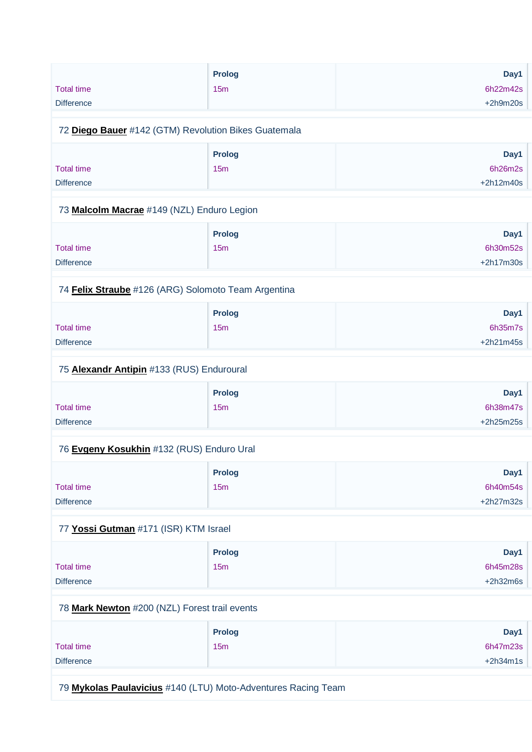| | Prolog | Day1 |
|---|---|---|
| Total time | 15m | 6h22m42s |
| Difference | | +2h9m20s |

72 **Diego Bauer** #142 (GTM) Revolution Bikes Guatemala

| | Prolog | Day1 |
|---|---|---|
| Total time | 15m | 6h26m2s |
| Difference | | +2h12m40s |

73 **Malcolm Macrae** #149 (NZL) Enduro Legion

| | Prolog | Day1 |
|---|---|---|
| Total time | 15m | 6h30m52s |
| Difference | | +2h17m30s |

74 **Felix Straube** #126 (ARG) Solomoto Team Argentina

| | Prolog | Day1 |
|---|---|---|
| Total time | 15m | 6h35m7s |
| Difference | | +2h21m45s |

75 **Alexandr Antipin** #133 (RUS) Enduroural

| | Prolog | Day1 |
|---|---|---|
| Total time | 15m | 6h38m47s |
| Difference | | +2h25m25s |

76 **Evgeny Kosukhin** #132 (RUS) Enduro Ural

| | Prolog | Day1 |
|---|---|---|
| Total time | 15m | 6h40m54s |
| Difference | | +2h27m32s |

77 **Yossi Gutman** #171 (ISR) KTM Israel

| | Prolog | Day1 |
|---|---|---|
| Total time | 15m | 6h45m28s |
| Difference | | +2h32m6s |

78 **Mark Newton** #200 (NZL) Forest trail events

| | Prolog | Day1 |
|---|---|---|
| Total time | 15m | 6h47m23s |
| Difference | | +2h34m1s |

79 **Mykolas Paulavicius** #140 (LTU) Moto-Adventures Racing Team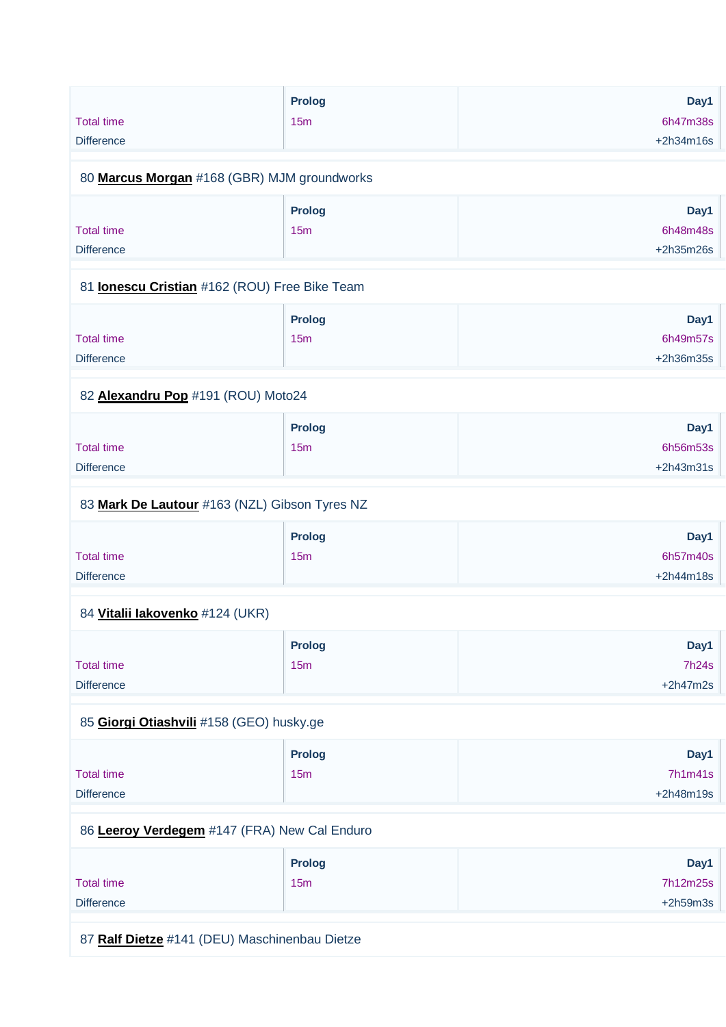| | Prolog | Day1 |
|---|---|---|
| Total time | 15m | 6h47m38s |
| Difference | | +2h34m16s |

80 **Marcus Morgan** #168 (GBR) MJM groundworks

| | Prolog | Day1 |
|---|---|---|
| Total time | 15m | 6h48m48s |
| Difference | | +2h35m26s |

81 **Ionescu Cristian** #162 (ROU) Free Bike Team

| | Prolog | Day1 |
|---|---|---|
| Total time | 15m | 6h49m57s |
| Difference | | +2h36m35s |

82 **Alexandru Pop** #191 (ROU) Moto24

| | Prolog | Day1 |
|---|---|---|
| Total time | 15m | 6h56m53s |
| Difference | | +2h43m31s |

83 **Mark De Lautour** #163 (NZL) Gibson Tyres NZ

| | Prolog | Day1 |
|---|---|---|
| Total time | 15m | 6h57m40s |
| Difference | | +2h44m18s |

84 **Vitalii Iakovenko** #124 (UKR)

| | Prolog | Day1 |
|---|---|---|
| Total time | 15m | 7h24s |
| Difference | | +2h47m2s |

85 **Giorgi Otiashvili** #158 (GEO) husky.ge

| | Prolog | Day1 |
|---|---|---|
| Total time | 15m | 7h1m41s |
| Difference | | +2h48m19s |

86 **Leeroy Verdegem** #147 (FRA) New Cal Enduro

| | Prolog | Day1 |
|---|---|---|
| Total time | 15m | 7h12m25s |
| Difference | | +2h59m3s |

87 **Ralf Dietze** #141 (DEU) Maschinenbau Dietze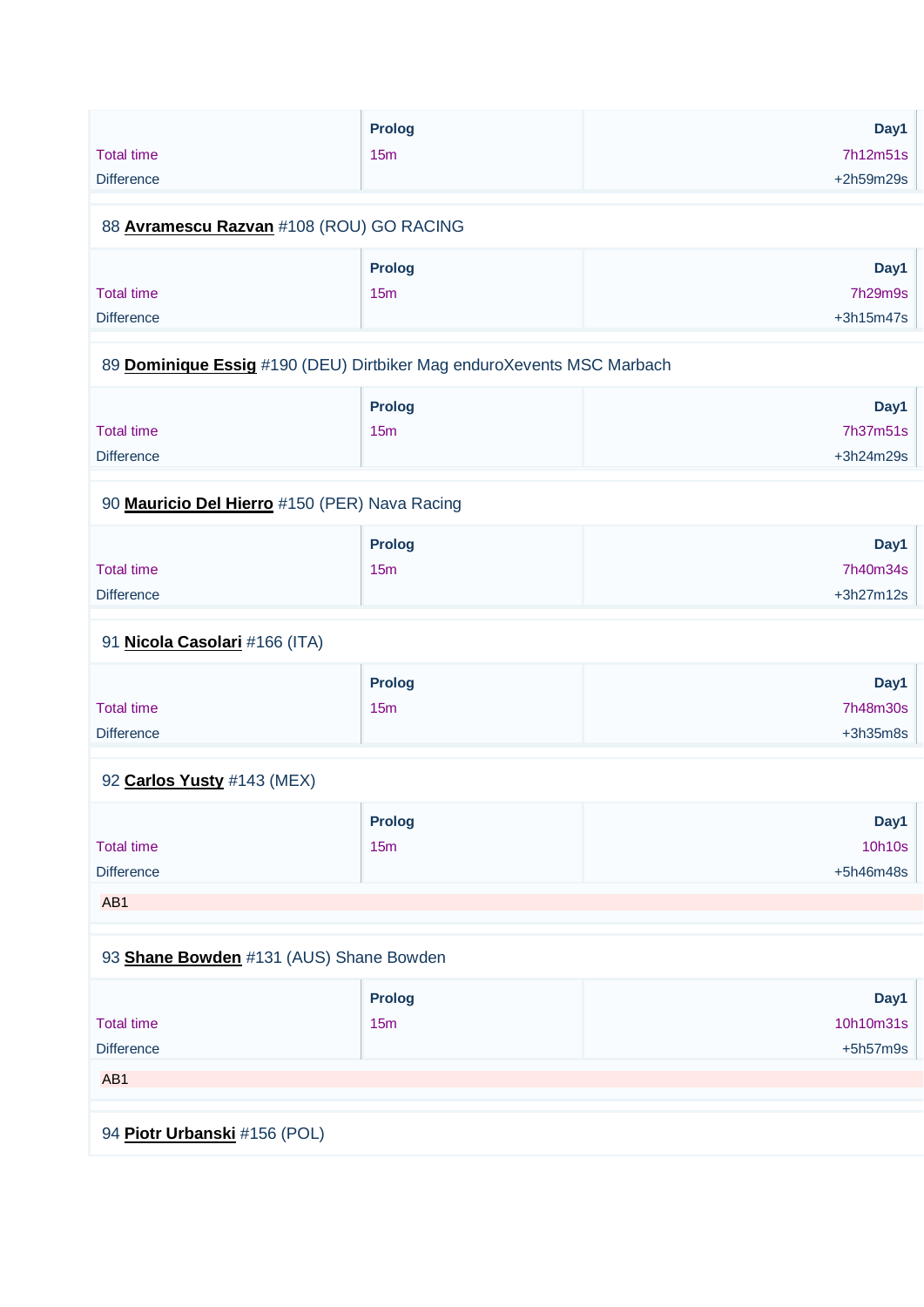| | Prolog | Day1 |
|---|---|---|
| Total time | 15m | 7h12m51s |
| Difference | | +2h59m29s |

88 **Avramescu Razvan** #108 (ROU) GO RACING

| | Prolog | Day1 |
|---|---|---|
| Total time | 15m | 7h29m9s |
| Difference | | +3h15m47s |

89 **Dominique Essig** #190 (DEU) Dirtbiker Mag enduroXevents MSC Marbach

| | Prolog | Day1 |
|---|---|---|
| Total time | 15m | 7h37m51s |
| Difference | | +3h24m29s |

90 **Mauricio Del Hierro** #150 (PER) Nava Racing

| | Prolog | Day1 |
|---|---|---|
| Total time | 15m | 7h40m34s |
| Difference | | +3h27m12s |

91 **Nicola Casolari** #166 (ITA)

| | Prolog | Day1 |
|---|---|---|
| Total time | 15m | 7h48m30s |
| Difference | | +3h35m8s |

92 **Carlos Yusty** #143 (MEX)

| | Prolog | Day1 |
|---|---|---|
| Total time | 15m | 10h10s |
| Difference | | +5h46m48s |

AB1

93 **Shane Bowden** #131 (AUS) Shane Bowden

| | Prolog | Day1 |
|---|---|---|
| Total time | 15m | 10h10m31s |
| Difference | | +5h57m9s |

AB1

94 **Piotr Urbanski** #156 (POL)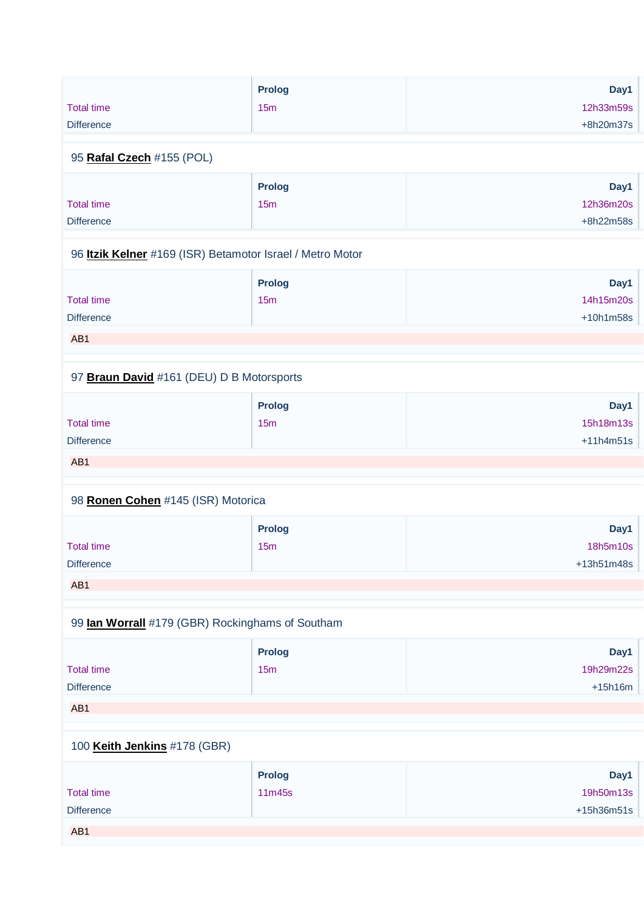| | Prolog | Day1 |
|---|---|---|
| Total time | 15m | 12h33m59s |
| Difference | | +8h20m37s |

95 **Rafal Czech** #155 (POL)

| | Prolog | Day1 |
|---|---|---|
| Total time | 15m | 12h36m20s |
| Difference | | +8h22m58s |

96 **Itzik Kelner** #169 (ISR) Betamotor Israel / Metro Motor

| | Prolog | Day1 |
|---|---|---|
| Total time | 15m | 14h15m20s |
| Difference | | +10h1m58s |

AB1

97 **Braun David** #161 (DEU) D B Motorsports

| | Prolog | Day1 |
|---|---|---|
| Total time | 15m | 15h18m13s |
| Difference | | +11h4m51s |

AB1

98 **Ronen Cohen** #145 (ISR) Motorica

| | Prolog | Day1 |
|---|---|---|
| Total time | 15m | 18h5m10s |
| Difference | | +13h51m48s |

AB1

99 **Ian Worrall** #179 (GBR) Rockinghams of Southam

| | Prolog | Day1 |
|---|---|---|
| Total time | 15m | 19h29m22s |
| Difference | | +15h16m |

AB1

100 **Keith Jenkins** #178 (GBR)

| | Prolog | Day1 |
|---|---|---|
| Total time | 11m45s | 19h50m13s |
| Difference | | +15h36m51s |

AB1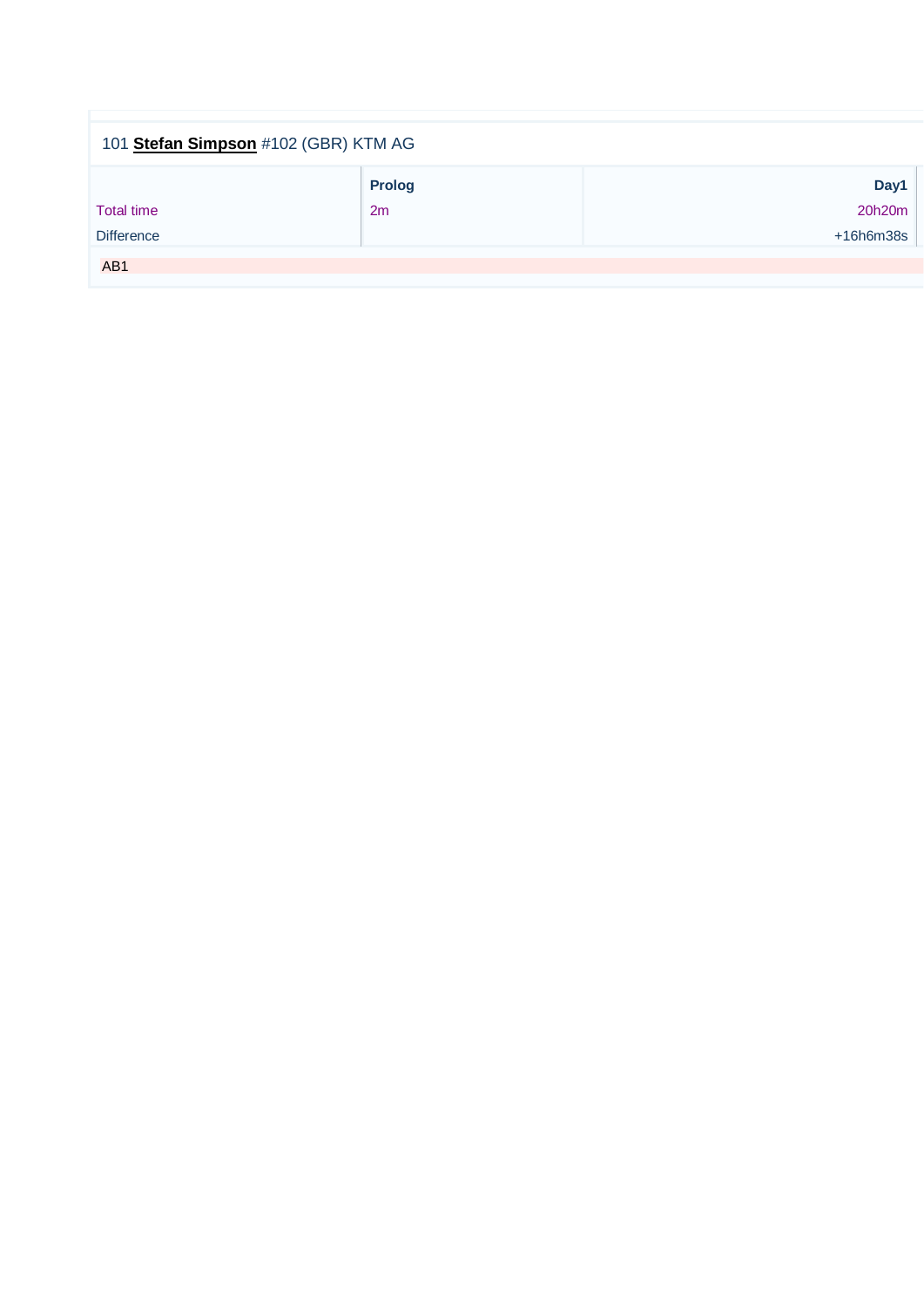101 **Stefan Simpson** #102 (GBR) KTM AG

| | Prolog | Day1 |
| --- | --- | --- |
| Total time | 2m | 20h20m |
| Difference | | +16h6m38s |

AB1